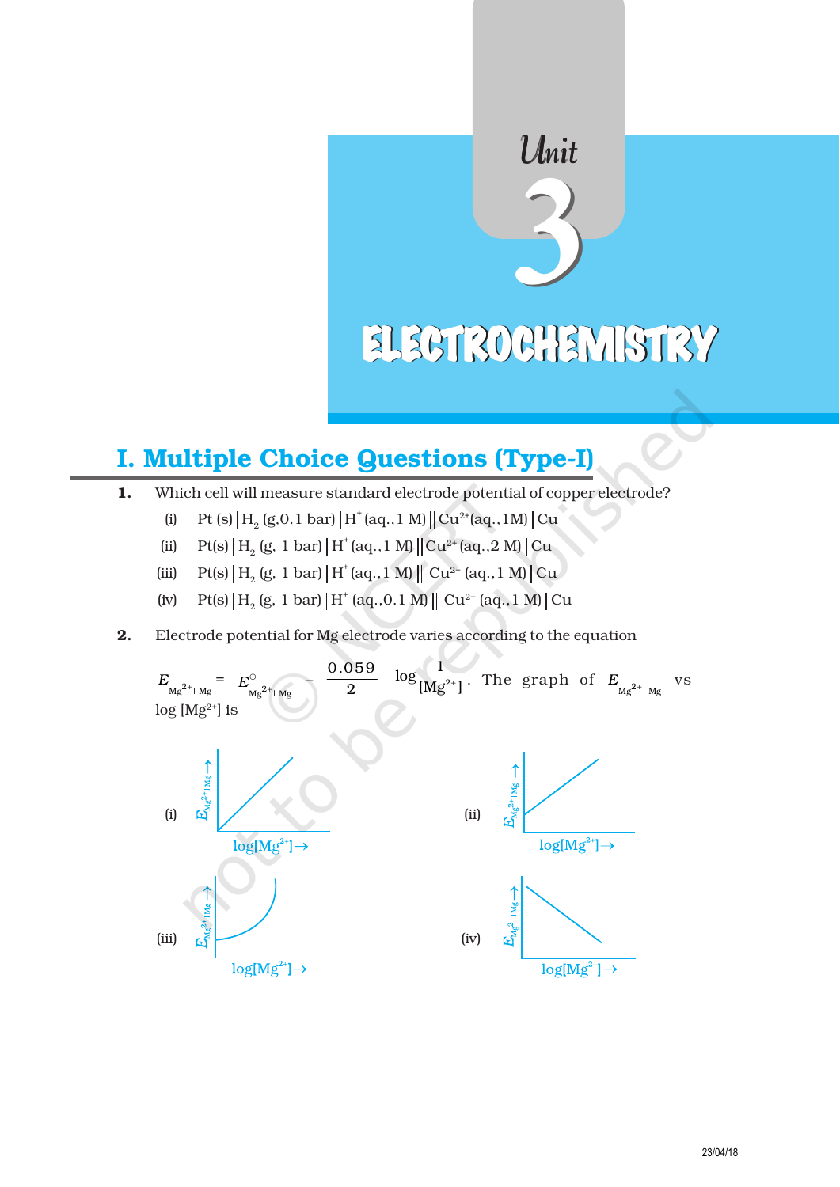# Unit 3

# ELECTROCHEMISTRY

## I. Multiple Choice Questions (Type-I)

1. Which cell will measure standard electrode potential of copper electrode?

   (i) Pt (s) | $H_2$ (g,0.1 bar) | $H^+$ (aq.,1 M) || $Cu^{2+}$(aq.,1M) | Cu

   (ii) Pt(s) | $H_2$ (g, 1 bar) | $H^+$ (aq.,1 M) || $Cu^{2+}$ (aq.,2 M) | Cu

   (iii) Pt(s) | $H_2$ (g, 1 bar) | $H^+$ (aq.,1 M) || $Cu^{2+}$ (aq.,1 M) | Cu

   (iv) Pt(s) | $H_2$ (g, 1 bar) | $H^+$ (aq.,0.1 M) || $Cu^{2+}$ (aq.,1 M) | Cu

2. Electrode potential for Mg electrode varies according to the equation

   $E_{Mg^{2+}|Mg} = E^{\ominus}_{Mg^{2+}|Mg} - \frac{0.059}{2} \log \frac{1}{[Mg^{2+}]}$. The graph of $E_{Mg^{2+}|Mg}$ vs $\log [Mg^{2+}]$ is

   (i) (ii)

   (iii) (iv)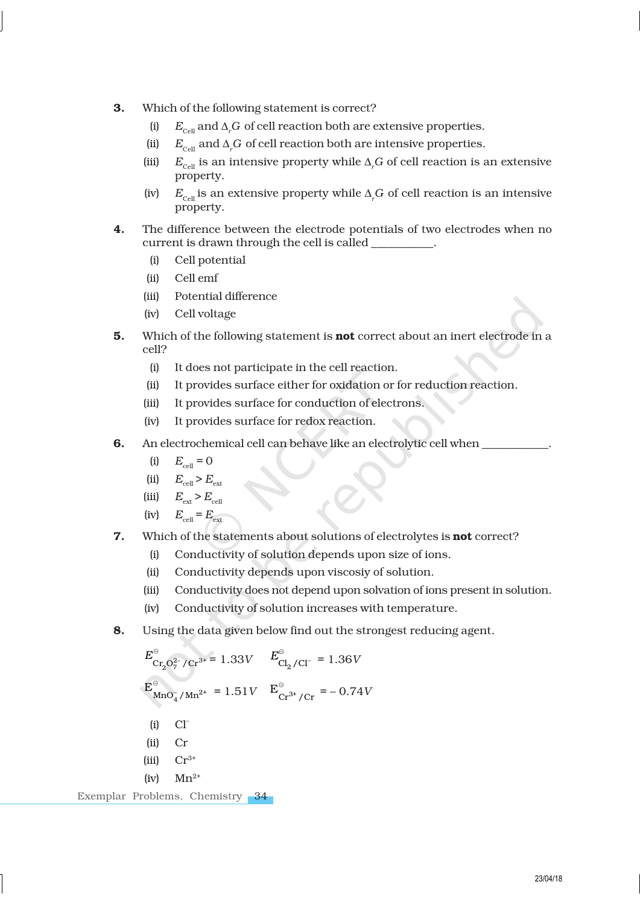3. Which of the following statement is correct?

    (i) $E_{Cell}$ and $\Delta_r G$ of cell reaction both are extensive properties.

    (ii) $E_{Cell}$ and $\Delta_r G$ of cell reaction both are intensive properties.

    (iii) $E_{Cell}$ is an intensive property while $\Delta_r G$ of cell reaction is an extensive property.

    (iv) $E_{Cell}$ is an extensive property while $\Delta_r G$ of cell reaction is an intensive property.

4. The difference between the electrode potentials of two electrodes when no current is drawn through the cell is called __________.

    (i) Cell potential

    (ii) Cell emf

    (iii) Potential difference

    (iv) Cell voltage

5. Which of the following statement is **not** correct about an inert electrode in a cell?

    (i) It does not participate in the cell reaction.

    (ii) It provides surface either for oxidation or for reduction reaction.

    (iii) It provides surface for conduction of electrons.

    (iv) It provides surface for redox reaction.

6. An electrochemical cell can behave like an electrolytic cell when ___________.

    (i) $E_{cell} = 0$

    (ii) $E_{cell} > E_{ext}$

    (iii) $E_{ext} > E_{cell}$

    (iv) $E_{cell} = E_{ext}$

7. Which of the statements about solutions of electrolytes is **not** correct?

    (i) Conductivity of solution depends upon size of ions.

    (ii) Conductivity depends upon viscosiy of solution.

    (iii) Conductivity does not depend upon solvation of ions present in solution.

    (iv) Conductivity of solution increases with temperature.

8. Using the data given below find out the strongest reducing agent.

    $E^{\ominus}_{Cr_2O_7^{2-}/Cr^{3+}} = 1.33V$ $\quad E^{\ominus}_{Cl_2/Cl^-} = 1.36V$

    $E^{\ominus}_{MnO_4^-/Mn^{2+}} = 1.51V$ $\quad E^{\ominus}_{Cr^{3+}/Cr} = -0.74V$

    (i) $Cl^-$

    (ii) Cr

    (iii) $Cr^{3+}$

    (iv) $Mn^{2+}$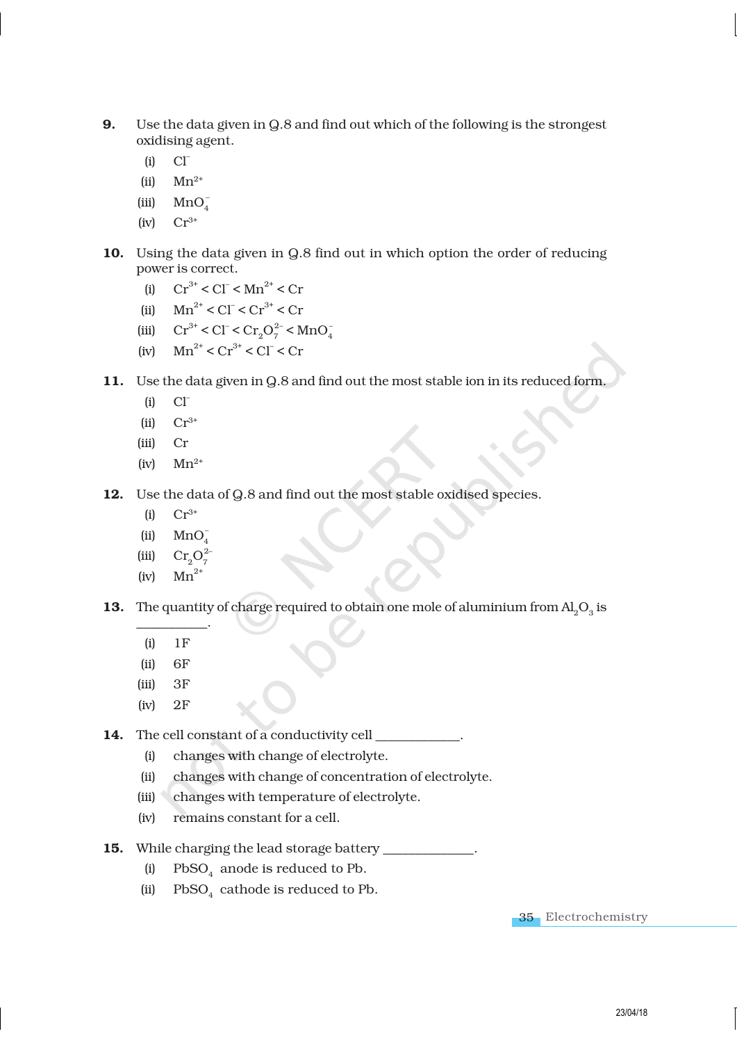9. Use the data given in Q.8 and find out which of the following is the strongest oxidising agent.

   (i) $Cl^-$

   (ii) $Mn^{2+}$

   (iii) $MnO_4^-$

   (iv) $Cr^{3+}$

10. Using the data given in Q.8 find out in which option the order of reducing power is correct.

    (i) $Cr^{3+} < Cl^- < Mn^{2+} < Cr$

    (ii) $Mn^{2+} < Cl^- < Cr^{3+} < Cr$

    (iii) $Cr^{3+} < Cl^- < Cr_2O_7^{2-} < MnO_4^-$

    (iv) $Mn^{2+} < Cr^{3+} < Cl^- < Cr$

11. Use the data given in Q.8 and find out the most stable ion in its reduced form.

    (i) $Cl^-$

    (ii) $Cr^{3+}$

    (iii) Cr

    (iv) $Mn^{2+}$

12. Use the data of Q.8 and find out the most stable oxidised species.

    (i) $Cr^{3+}$

    (ii) $MnO_4^-$

    (iii) $Cr_2O_7^{2-}$

    (iv) $Mn^{2+}$

13. The quantity of charge required to obtain one mole of aluminium from $Al_2O_3$ is __________.

    (i) 1F

    (ii) 6F

    (iii) 3F

    (iv) 2F

14. The cell constant of a conductivity cell ____________.

    (i) changes with change of electrolyte.

    (ii) changes with change of concentration of electrolyte.

    (iii) changes with temperature of electrolyte.

    (iv) remains constant for a cell.

15. While charging the lead storage battery _____________.

    (i) $PbSO_4$ anode is reduced to Pb.

    (ii) $PbSO_4$ cathode is reduced to Pb.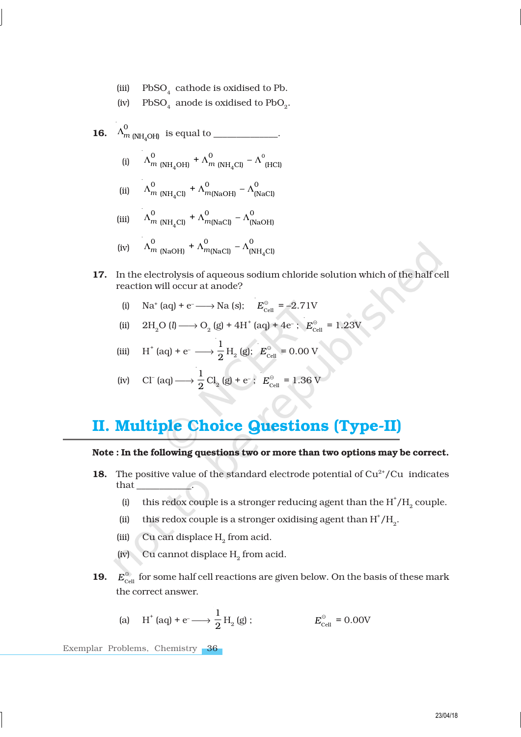(iii) $PbSO_4$ cathode is oxidised to Pb.

(iv) $PbSO_4$ anode is oxidised to $PbO_2$.

**16.** $\Lambda^0_{m\,(NH_4OH)}$ is equal to ______________.

(i) $\Lambda^0_{m\,(NH_4OH)} + \Lambda^0_{m\,(NH_4Cl)} - \Lambda^0_{(HCl)}$

(ii) $\Lambda^0_{m\,(NH_4Cl)} + \Lambda^0_{m(NaOH)} - \Lambda^0_{(NaCl)}$

(iii) $\Lambda^0_{m\,(NH_4Cl)} + \Lambda^0_{m(NaCl)} - \Lambda^0_{(NaOH)}$

(iv) $\Lambda^0_{m\,(NaOH)} + \Lambda^0_{m(NaCl)} - \Lambda^0_{(NH_4Cl)}$

**17.** In the electrolysis of aqueous sodium chloride solution which of the half cell reaction will occur at anode?

(i) $Na^+\,(aq) + e^- \longrightarrow Na\,(s);\quad E^\ominus_{Cell} = -2.71V$

(ii) $2H_2O\,(l) \longrightarrow O_2\,(g) + 4H^+\,(aq) + 4e^-;\quad E^\ominus_{Cell} = 1.23V$

(iii) $H^+\,(aq) + e^- \longrightarrow \frac{1}{2}H_2\,(g);\quad E^\ominus_{Cell} = 0.00\ V$

(iv) $Cl^-\,(aq) \longrightarrow \frac{1}{2}Cl_2\,(g) + e^-;\quad E^\ominus_{Cell} = 1.36\ V$

## II. Multiple Choice Questions (Type-II)

**Note : In the following questions two or more than two options may be correct.**

**18.** The positive value of the standard electrode potential of $Cu^{2+}/Cu$ indicates that ___________.

(i) this redox couple is a stronger reducing agent than the $H^+/H_2$ couple.

(ii) this redox couple is a stronger oxidising agent than $H^+/H_2$.

(iii) Cu can displace $H_2$ from acid.

(iv) Cu cannot displace $H_2$ from acid.

**19.** $E^\ominus_{Cell}$ for some half cell reactions are given below. On the basis of these mark the correct answer.

(a) $H^+\,(aq) + e^- \longrightarrow \frac{1}{2}H_2\,(g);\qquad E^\ominus_{Cell} = 0.00V$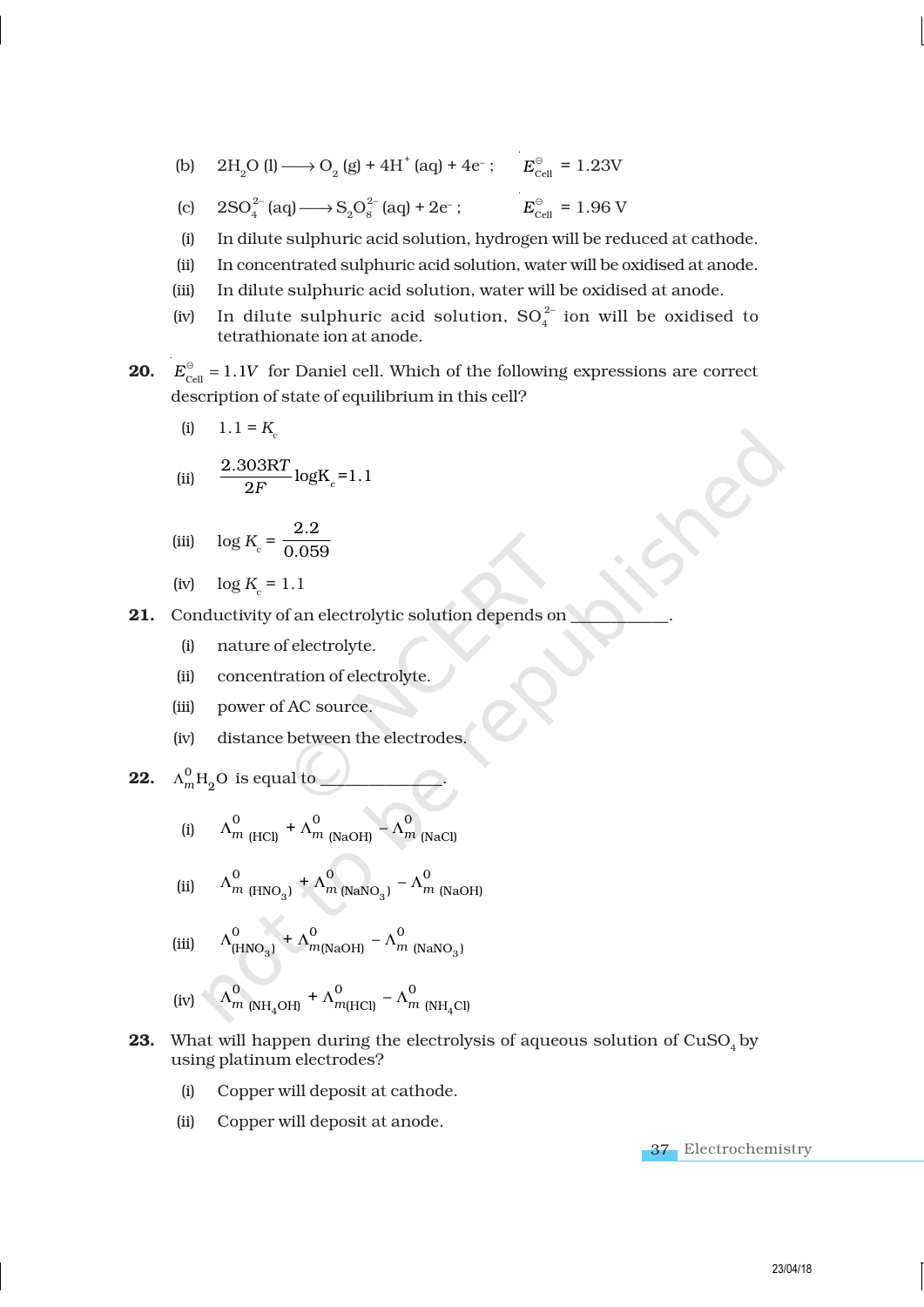(b) $2H_2O\ (l) \longrightarrow O_2\ (g) + 4H^+\ (aq) + 4e^-$ ; $E^{\ominus}_{Cell} = 1.23V$

(c) $2SO_4^{2-}\ (aq) \longrightarrow S_2O_8^{2-}\ (aq) + 2e^-$ ; $E^{\ominus}_{Cell} = 1.96\ V$

(i) In dilute sulphuric acid solution, hydrogen will be reduced at cathode.

(ii) In concentrated sulphuric acid solution, water will be oxidised at anode.

(iii) In dilute sulphuric acid solution, water will be oxidised at anode.

(iv) In dilute sulphuric acid solution, $SO_4^{2-}$ ion will be oxidised to tetrathionate ion at anode.

**20.** $E^{\ominus}_{Cell} = 1.1V$ for Daniel cell. Which of the following expressions are correct description of state of equilibrium in this cell?

(i) $1.1 = K_c$

(ii) $\dfrac{2.303RT}{2F}\log K_c = 1.1$

(iii) $\log K_c = \dfrac{2.2}{0.059}$

(iv) $\log K_c = 1.1$

**21.** Conductivity of an electrolytic solution depends on \_\_\_\_\_\_\_\_\_\_.

(i) nature of electrolyte.

(ii) concentration of electrolyte.

(iii) power of AC source.

(iv) distance between the electrodes.

**22.** $\Lambda^0_m H_2O$ is equal to \_\_\_\_\_\_\_\_\_\_.

(i) $\Lambda^0_{m\ (HCl)} + \Lambda^0_{m\ (NaOH)} - \Lambda^0_{m\ (NaCl)}$

(ii) $\Lambda^0_{m\ (HNO_3)} + \Lambda^0_{m\ (NaNO_3)} - \Lambda^0_{m\ (NaOH)}$

(iii) $\Lambda^0_{(HNO_3)} + \Lambda^0_{m(NaOH)} - \Lambda^0_{m\ (NaNO_3)}$

(iv) $\Lambda^0_{m\ (NH_4OH)} + \Lambda^0_{m(HCl)} - \Lambda^0_{m\ (NH_4Cl)}$

**23.** What will happen during the electrolysis of aqueous solution of $CuSO_4$ by using platinum electrodes?

(i) Copper will deposit at cathode.

(ii) Copper will deposit at anode.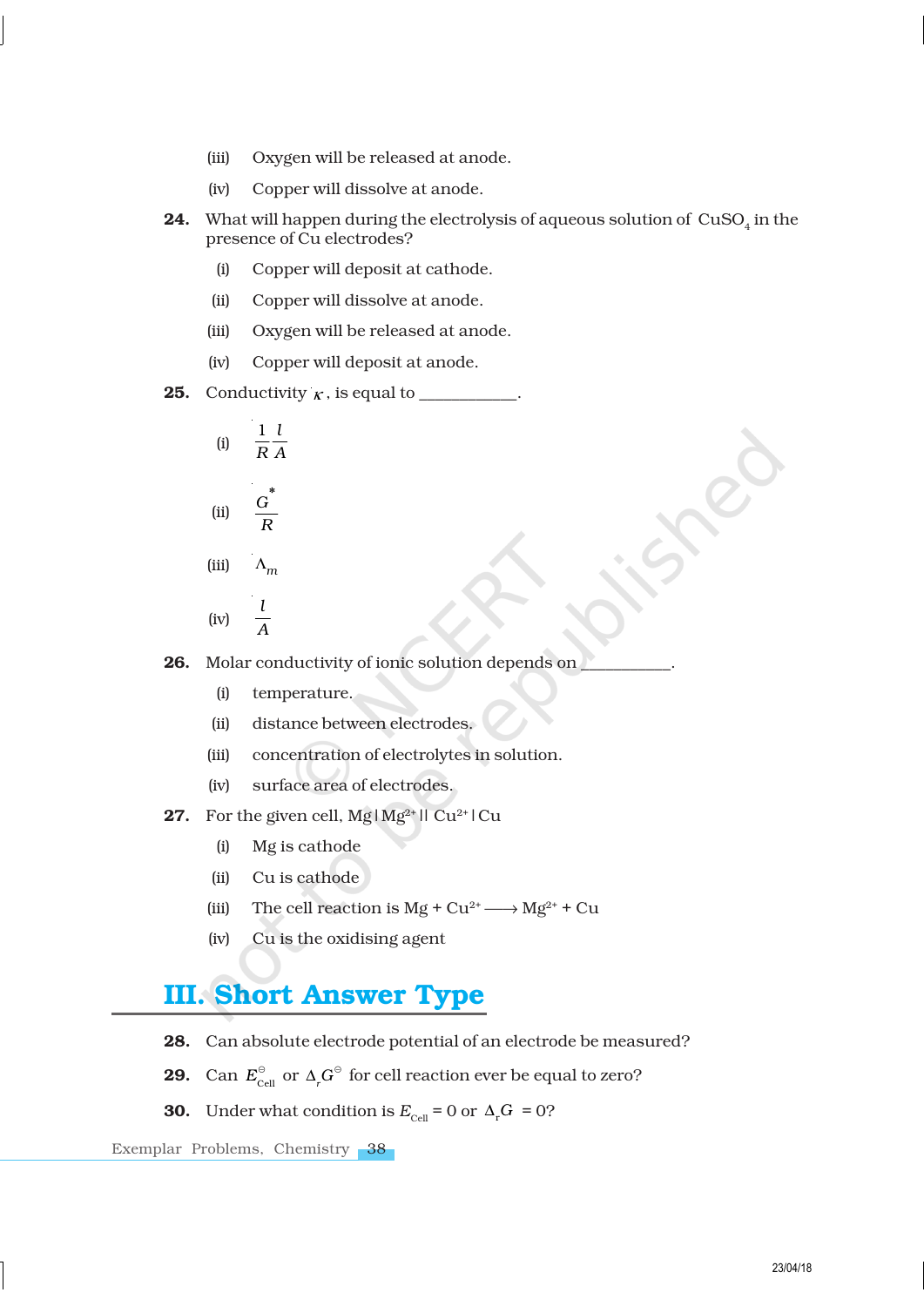(iii) Oxygen will be released at anode.

(iv) Copper will dissolve at anode.

**24.** What will happen during the electrolysis of aqueous solution of $CuSO_4$ in the presence of Cu electrodes?

(i) Copper will deposit at cathode.

(ii) Copper will dissolve at anode.

(iii) Oxygen will be released at anode.

(iv) Copper will deposit at anode.

**25.** Conductivity $\kappa$, is equal to ____________.

(i) $\frac{1}{R}\frac{l}{A}$

(ii) $\frac{G^*}{R}$

(iii) $\Lambda_m$

(iv) $\frac{l}{A}$

**26.** Molar conductivity of ionic solution depends on ___________.

(i) temperature.

(ii) distance between electrodes.

(iii) concentration of electrolytes in solution.

(iv) surface area of electrodes.

**27.** For the given cell, $Mg|Mg^{2+}||Cu^{2+}|Cu$

(i) Mg is cathode

(ii) Cu is cathode

(iii) The cell reaction is $Mg + Cu^{2+} \longrightarrow Mg^{2+} + Cu$

(iv) Cu is the oxidising agent

## III. Short Answer Type

**28.** Can absolute electrode potential of an electrode be measured?

**29.** Can $E^\ominus_{Cell}$ or $\Delta_r G^\ominus$ for cell reaction ever be equal to zero?

**30.** Under what condition is $E_{Cell} = 0$ or $\Delta_r G = 0$?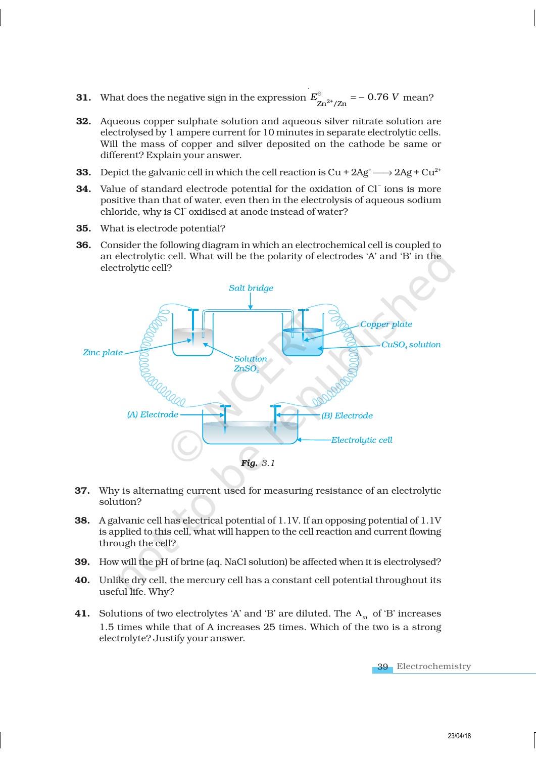**31.** What does the negative sign in the expression $E^{\ominus}_{Zn^{2+}/Zn} = -0.76\ V$ mean?

**32.** Aqueous copper sulphate solution and aqueous silver nitrate solution are electrolysed by 1 ampere current for 10 minutes in separate electrolytic cells. Will the mass of copper and silver deposited on the cathode be same or different? Explain your answer.

**33.** Depict the galvanic cell in which the cell reaction is $Cu + 2Ag^{+} \longrightarrow 2Ag + Cu^{2+}$

**34.** Value of standard electrode potential for the oxidation of $Cl^{-}$ ions is more positive than that of water, even then in the electrolysis of aqueous sodium chloride, why is $Cl^{-}$ oxidised at anode instead of water?

**35.** What is electrode potential?

**36.** Consider the following diagram in which an electrochemical cell is coupled to an electrolytic cell. What will be the polarity of electrodes 'A' and 'B' in the electrolytic cell?

*Salt bridge*

*Zinc plate*

*Solution $ZnSO_4$*

*Copper plate*

*$CuSO_4$ solution*

*(A) Electrode*

*(B) Electrode*

*Electrolytic cell*

***Fig.*** *3.1*

**37.** Why is alternating current used for measuring resistance of an electrolytic solution?

**38.** A galvanic cell has electrical potential of 1.1V. If an opposing potential of 1.1V is applied to this cell, what will happen to the cell reaction and current flowing through the cell?

**39.** How will the pH of brine (aq. NaCl solution) be affected when it is electrolysed?

**40.** Unlike dry cell, the mercury cell has a constant cell potential throughout its useful life. Why?

**41.** Solutions of two electrolytes 'A' and 'B' are diluted. The $\Lambda_m$ of 'B' increases 1.5 times while that of A increases 25 times. Which of the two is a strong electrolyte? Justify your answer.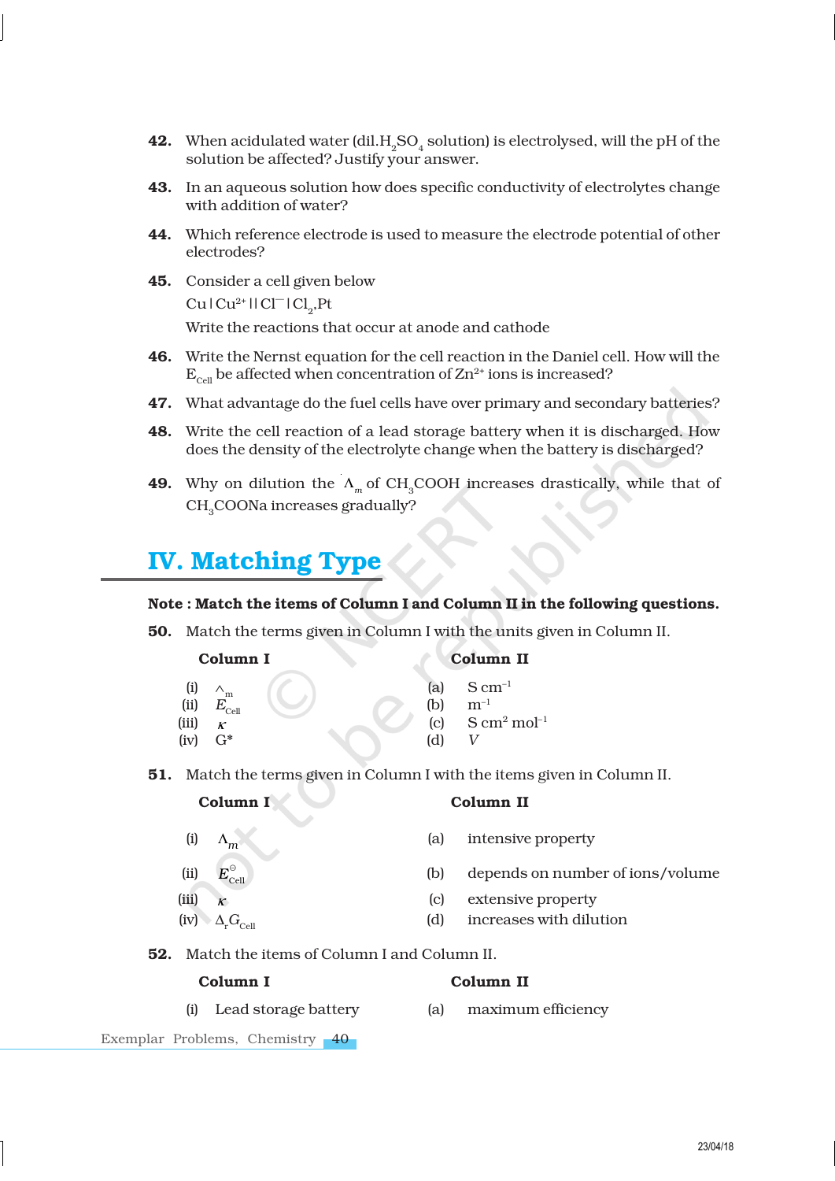**42.** When acidulated water (dil.$H_2SO_4$ solution) is electrolysed, will the pH of the solution be affected? Justify your answer.

**43.** In an aqueous solution how does specific conductivity of electrolytes change with addition of water?

**44.** Which reference electrode is used to measure the electrode potential of other electrodes?

**45.** Consider a cell given below

$Cu | Cu^{2+} || Cl^{-} | Cl_2, Pt$

Write the reactions that occur at anode and cathode

**46.** Write the Nernst equation for the cell reaction in the Daniel cell. How will the $E_{Cell}$ be affected when concentration of $Zn^{2+}$ ions is increased?

**47.** What advantage do the fuel cells have over primary and secondary batteries?

**48.** Write the cell reaction of a lead storage battery when it is discharged. How does the density of the electrolyte change when the battery is discharged?

**49.** Why on dilution the $\Lambda_m$ of $CH_3COOH$ increases drastically, while that of $CH_3COONa$ increases gradually?

# IV. Matching Type

**Note : Match the items of Column I and Column II in the following questions.**

**50.** Match the terms given in Column I with the units given in Column II.

| Column I | Column II |
|---|---|
| (i) $\Lambda_m$ | (a) $S\ cm^{-1}$ |
| (ii) $E_{Cell}$ | (b) $m^{-1}$ |
| (iii) $\kappa$ | (c) $S\ cm^2\ mol^{-1}$ |
| (iv) $G^*$ | (d) $V$ |

**51.** Match the terms given in Column I with the items given in Column II.

| Column I | Column II |
|---|---|
| (i) $\Lambda_m$ | (a) intensive property |
| (ii) $E^{\ominus}_{Cell}$ | (b) depends on number of ions/volume |
| (iii) $\kappa$ | (c) extensive property |
| (iv) $\Delta_r G_{Cell}$ | (d) increases with dilution |

**52.** Match the items of Column I and Column II.

| Column I | Column II |
|---|---|
| (i) Lead storage battery | (a) maximum efficiency |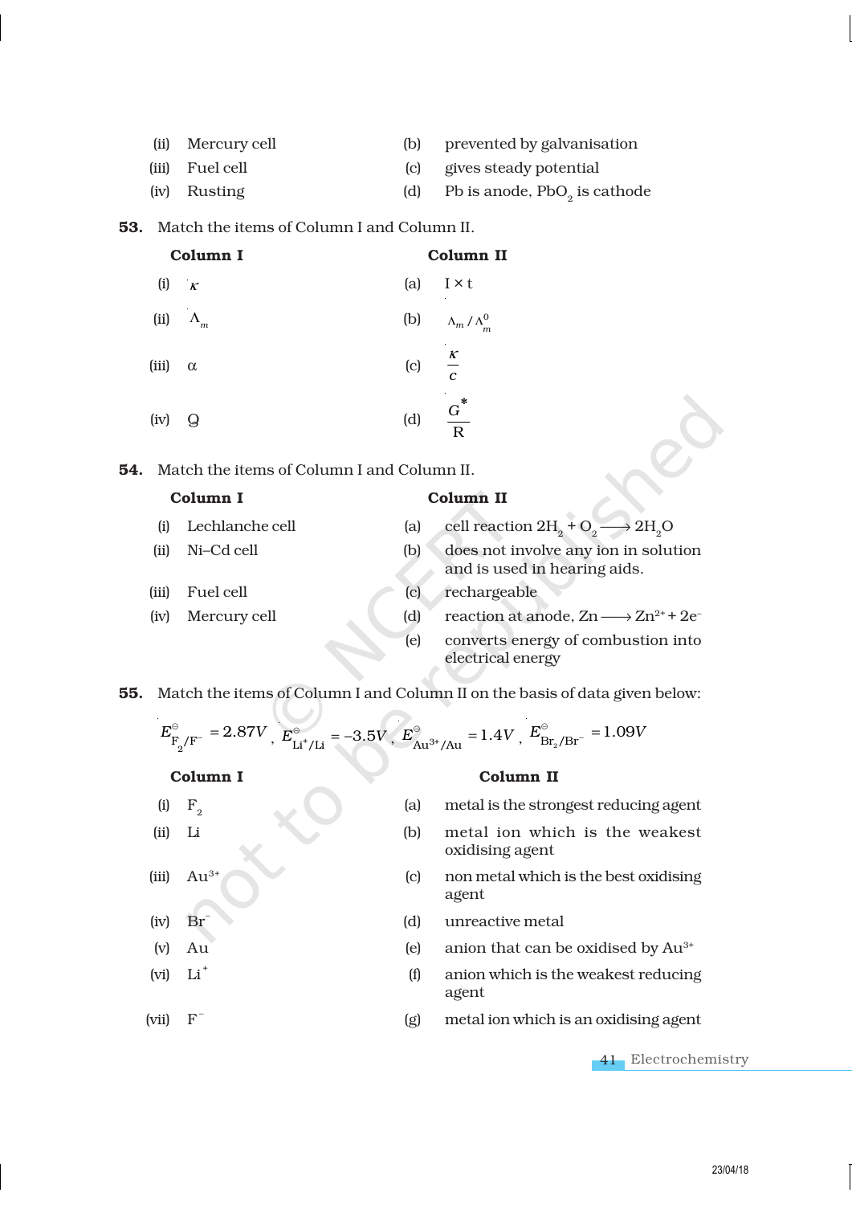| | | | |
|---|---|---|---|
| (ii) | Mercury cell | (b) | prevented by galvanisation |
| (iii) | Fuel cell | (c) | gives steady potential |
| (iv) | Rusting | (d) | Pb is anode, $PbO_2$ is cathode |

**53.** Match the items of Column I and Column II.

| | Column I | | Column II |
|---|---|---|---|
| (i) | $\kappa$ | (a) | $I \times t$ |
| (ii) | $\Lambda_m$ | (b) | $\Lambda_m / \Lambda_m^0$ |
| (iii) | $\alpha$ | (c) | $\frac{\kappa}{c}$ |
| (iv) | Q | (d) | $\frac{G^*}{R}$ |

**54.** Match the items of Column I and Column II.

| | Column I | | Column II |
|---|---|---|---|
| (i) | Lechlanche cell | (a) | cell reaction $2H_2 + O_2 \longrightarrow 2H_2O$ |
| (ii) | Ni–Cd cell | (b) | does not involve any ion in solution and is used in hearing aids. |
| (iii) | Fuel cell | (c) | rechargeable |
| (iv) | Mercury cell | (d) | reaction at anode, $Zn \longrightarrow Zn^{2+} + 2e^-$ |
| | | (e) | converts energy of combustion into electrical energy |

**55.** Match the items of Column I and Column II on the basis of data given below:

$$E^{\ominus}_{F_2/F^-} = 2.87V, \; E^{\ominus}_{Li^+/Li} = -3.5V, \; E^{\ominus}_{Au^{3+}/Au} = 1.4V, \; E^{\ominus}_{Br_2/Br^-} = 1.09V$$

| | Column I | | Column II |
|---|---|---|---|
| (i) | $F_2$ | (a) | metal is the strongest reducing agent |
| (ii) | Li | (b) | metal ion which is the weakest oxidising agent |
| (iii) | $Au^{3+}$ | (c) | non metal which is the best oxidising agent |
| (iv) | $Br^-$ | (d) | unreactive metal |
| (v) | Au | (e) | anion that can be oxidised by $Au^{3+}$ |
| (vi) | $Li^+$ | (f) | anion which is the weakest reducing agent |
| (vii) | $F^-$ | (g) | metal ion which is an oxidising agent |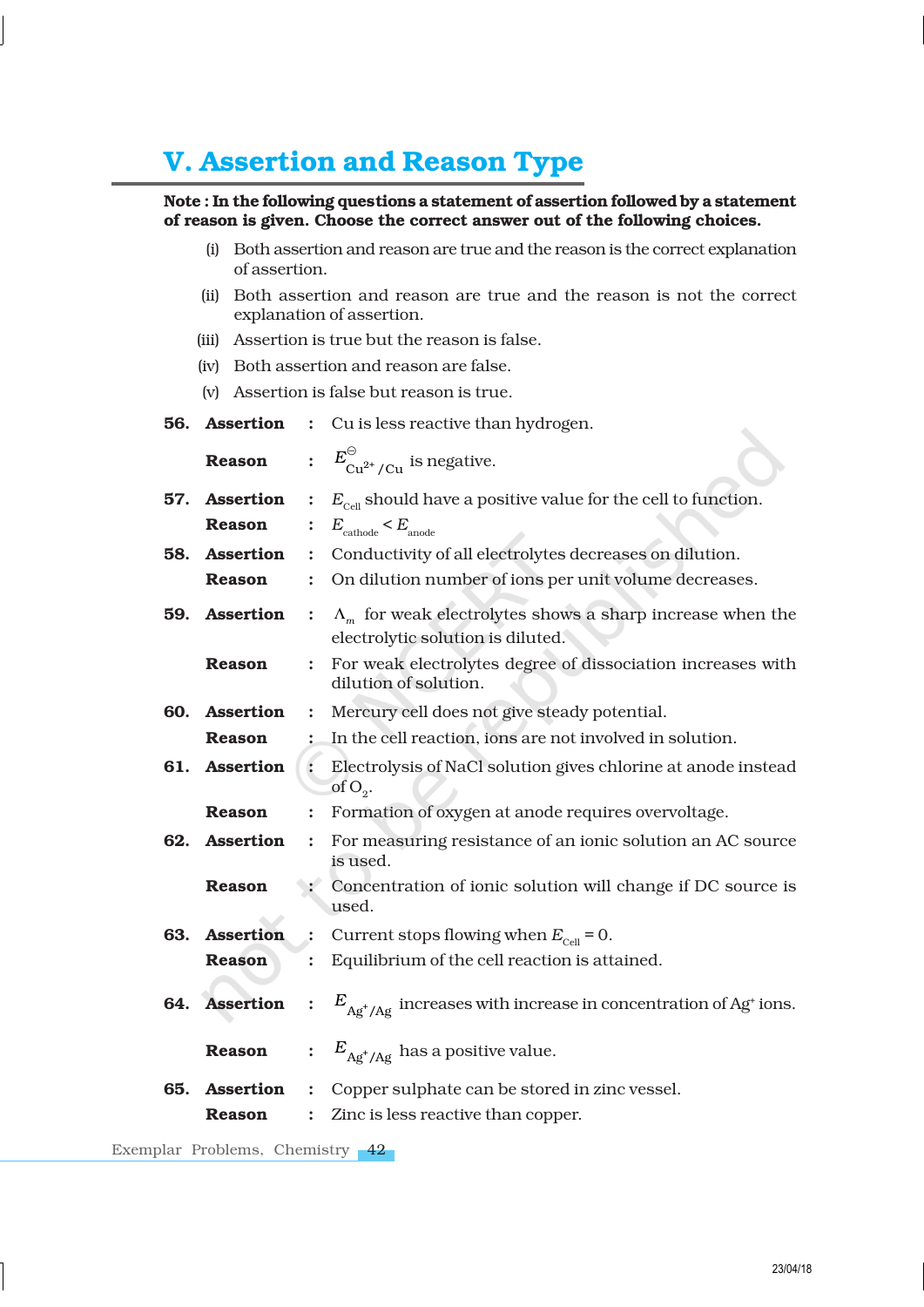# V. Assertion and Reason Type

**Note : In the following questions a statement of assertion followed by a statement of reason is given. Choose the correct answer out of the following choices.**

(i) Both assertion and reason are true and the reason is the correct explanation of assertion.

(ii) Both assertion and reason are true and the reason is not the correct explanation of assertion.

(iii) Assertion is true but the reason is false.

(iv) Both assertion and reason are false.

(v) Assertion is false but reason is true.

**56. Assertion** : Cu is less reactive than hydrogen.

**Reason** : $E^{\ominus}_{Cu^{2+}/Cu}$ is negative.

**57. Assertion** : $E_{Cell}$ should have a positive value for the cell to function.

**Reason** : $E_{cathode} < E_{anode}$

**58. Assertion** : Conductivity of all electrolytes decreases on dilution.

**Reason** : On dilution number of ions per unit volume decreases.

**59. Assertion** : $\Lambda_m$ for weak electrolytes shows a sharp increase when the electrolytic solution is diluted.

**Reason** : For weak electrolytes degree of dissociation increases with dilution of solution.

**60. Assertion** : Mercury cell does not give steady potential.

**Reason** : In the cell reaction, ions are not involved in solution.

**61. Assertion** : Electrolysis of NaCl solution gives chlorine at anode instead of $O_2$.

**Reason** : Formation of oxygen at anode requires overvoltage.

**62. Assertion** : For measuring resistance of an ionic solution an AC source is used.

**Reason** : Concentration of ionic solution will change if DC source is used.

**63. Assertion** : Current stops flowing when $E_{Cell} = 0$.

**Reason** : Equilibrium of the cell reaction is attained.

**64. Assertion** : $E_{Ag^+/Ag}$ increases with increase in concentration of $Ag^+$ ions.

**Reason** : $E_{Ag^+/Ag}$ has a positive value.

**65. Assertion** : Copper sulphate can be stored in zinc vessel.

**Reason** : Zinc is less reactive than copper.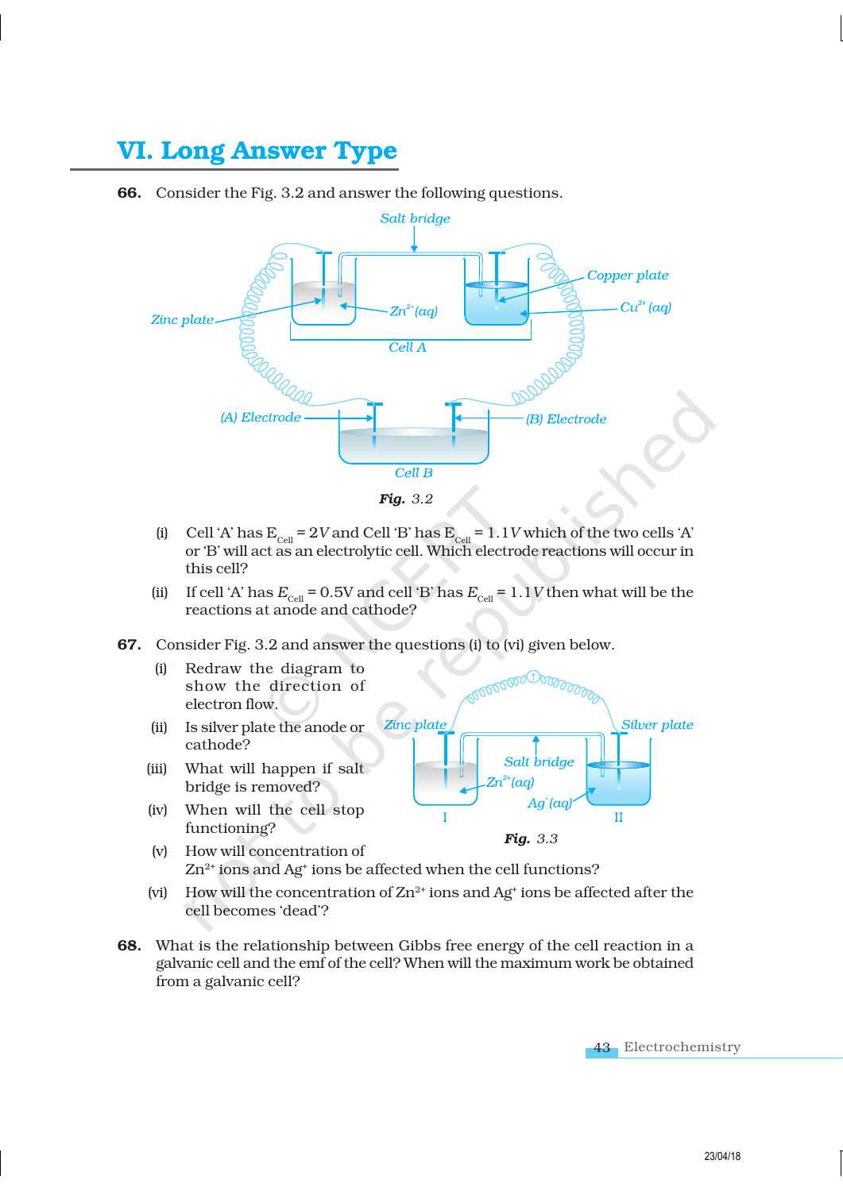## VI. Long Answer Type

**66.** Consider the Fig. 3.2 and answer the following questions.

*Fig. 3.2*

(i) Cell 'A' has $E_{Cell} = 2V$ and Cell 'B' has $E_{Cell} = 1.1V$ which of the two cells 'A' or 'B' will act as an electrolytic cell. Which electrode reactions will occur in this cell?

(ii) If cell 'A' has $E_{Cell} = 0.5V$ and cell 'B' has $E_{Cell} = 1.1V$ then what will be the reactions at anode and cathode?

**67.** Consider Fig. 3.2 and answer the questions (i) to (vi) given below.

(i) Redraw the diagram to show the direction of electron flow.

(ii) Is silver plate the anode or cathode?

(iii) What will happen if salt bridge is removed?

(iv) When will the cell stop functioning?

(v) How will concentration of $Zn^{2+}$ ions and $Ag^{+}$ ions be affected when the cell functions?

(vi) How will the concentration of $Zn^{2+}$ ions and $Ag^{+}$ ions be affected after the cell becomes 'dead'?

*Fig. 3.3*

**68.** What is the relationship between Gibbs free energy of the cell reaction in a galvanic cell and the emf of the cell? When will the maximum work be obtained from a galvanic cell?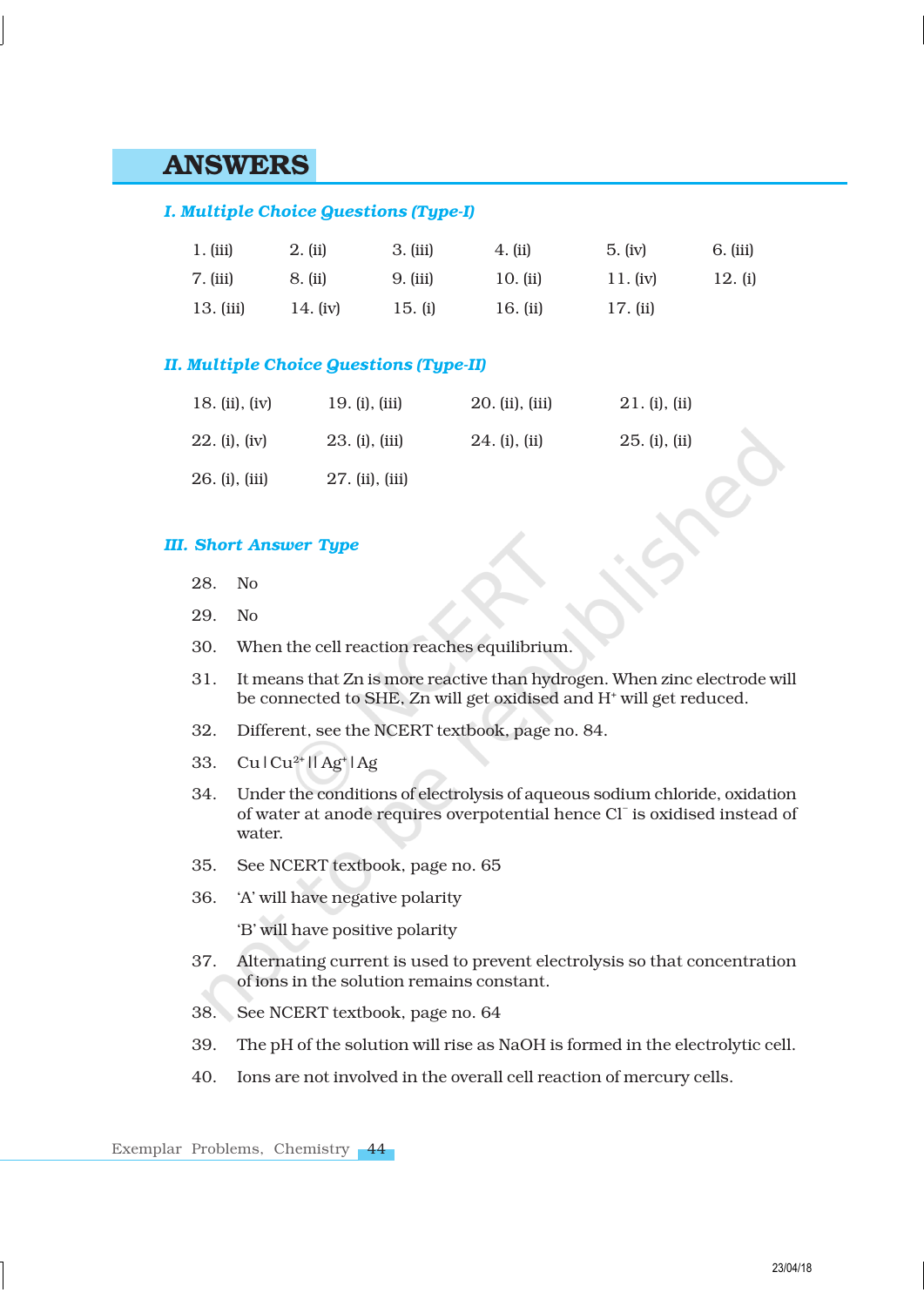# ANSWERS

### I. Multiple Choice Questions (Type-I)

| | | | | | |
|---|---|---|---|---|---|
| 1. (iii) | 2. (ii) | 3. (iii) | 4. (ii) | 5. (iv) | 6. (iii) |
| 7. (iii) | 8. (ii) | 9. (iii) | 10. (ii) | 11. (iv) | 12. (i) |
| 13. (iii) | 14. (iv) | 15. (i) | 16. (ii) | 17. (ii) | |

### II. Multiple Choice Questions (Type-II)

| | | | |
|---|---|---|---|
| 18. (ii), (iv) | 19. (i), (iii) | 20. (ii), (iii) | 21. (i), (ii) |
| 22. (i), (iv) | 23. (i), (iii) | 24. (i), (ii) | 25. (i), (ii) |
| 26. (i), (iii) | 27. (ii), (iii) | | |

### III. Short Answer Type

28. No

29. No

30. When the cell reaction reaches equilibrium.

31. It means that Zn is more reactive than hydrogen. When zinc electrode will be connected to SHE, Zn will get oxidised and $H^+$ will get reduced.

32. Different, see the NCERT textbook, page no. 84.

33. $Cu | Cu^{2+} || Ag^+ | Ag$

34. Under the conditions of electrolysis of aqueous sodium chloride, oxidation of water at anode requires overpotential hence $Cl^-$ is oxidised instead of water.

35. See NCERT textbook, page no. 65

36. 'A' will have negative polarity

    'B' will have positive polarity

37. Alternating current is used to prevent electrolysis so that concentration of ions in the solution remains constant.

38. See NCERT textbook, page no. 64

39. The pH of the solution will rise as NaOH is formed in the electrolytic cell.

40. Ions are not involved in the overall cell reaction of mercury cells.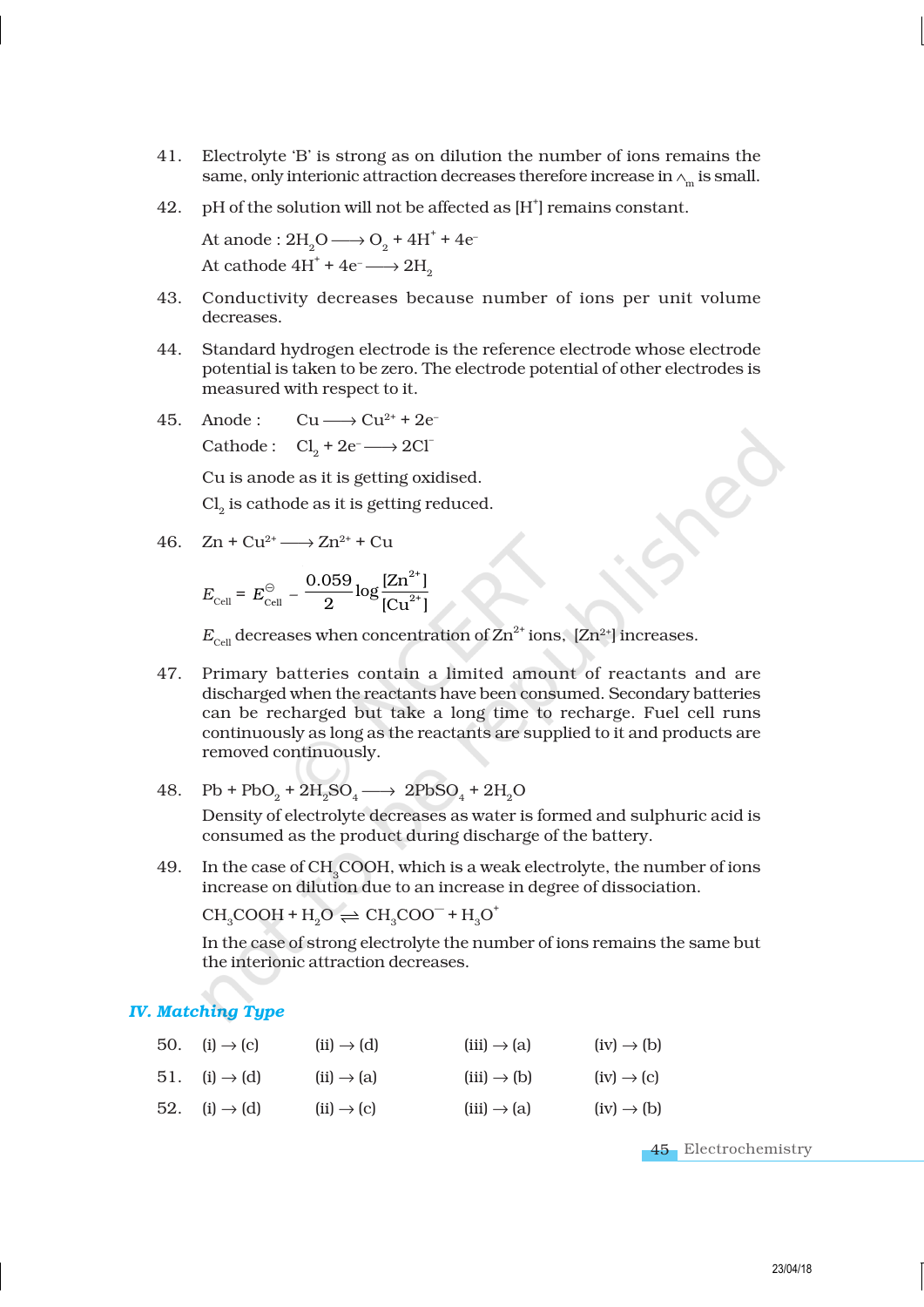41. Electrolyte 'B' is strong as on dilution the number of ions remains the same, only interionic attraction decreases therefore increase in $\wedge_m$ is small.

42. pH of the solution will not be affected as $[H^+]$ remains constant.

    At anode : $2H_2O \longrightarrow O_2 + 4H^+ + 4e^-$

    At cathode $4H^+ + 4e^- \longrightarrow 2H_2$

43. Conductivity decreases because number of ions per unit volume decreases.

44. Standard hydrogen electrode is the reference electrode whose electrode potential is taken to be zero. The electrode potential of other electrodes is measured with respect to it.

45. Anode : $Cu \longrightarrow Cu^{2+} + 2e^-$

    Cathode : $Cl_2 + 2e^- \longrightarrow 2Cl^-$

    Cu is anode as it is getting oxidised.

    $Cl_2$ is cathode as it is getting reduced.

46. $Zn + Cu^{2+} \longrightarrow Zn^{2+} + Cu$

$$E_{Cell} = E^{\ominus}_{Cell} - \frac{0.059}{2}\log\frac{[Zn^{2+}]}{[Cu^{2+}]}$$

    $E_{Cell}$ decreases when concentration of $Zn^{2+}$ ions, $[Zn^{2+}]$ increases.

47. Primary batteries contain a limited amount of reactants and are discharged when the reactants have been consumed. Secondary batteries can be recharged but take a long time to recharge. Fuel cell runs continuously as long as the reactants are supplied to it and products are removed continuously.

48. $Pb + PbO_2 + 2H_2SO_4 \longrightarrow 2PbSO_4 + 2H_2O$

    Density of electrolyte decreases as water is formed and sulphuric acid is consumed as the product during discharge of the battery.

49. In the case of $CH_3COOH$, which is a weak electrolyte, the number of ions increase on dilution due to an increase in degree of dissociation.

    $CH_3COOH + H_2O \rightleftharpoons CH_3COO^- + H_3O^+$

    In the case of strong electrolyte the number of ions remains the same but the interionic attraction decreases.

## IV. Matching Type

50. (i) → (c) (ii) → (d) (iii) → (a) (iv) → (b)

51. (i) → (d) (ii) → (a) (iii) → (b) (iv) → (c)

52. (i) → (d) (ii) → (c) (iii) → (a) (iv) → (b)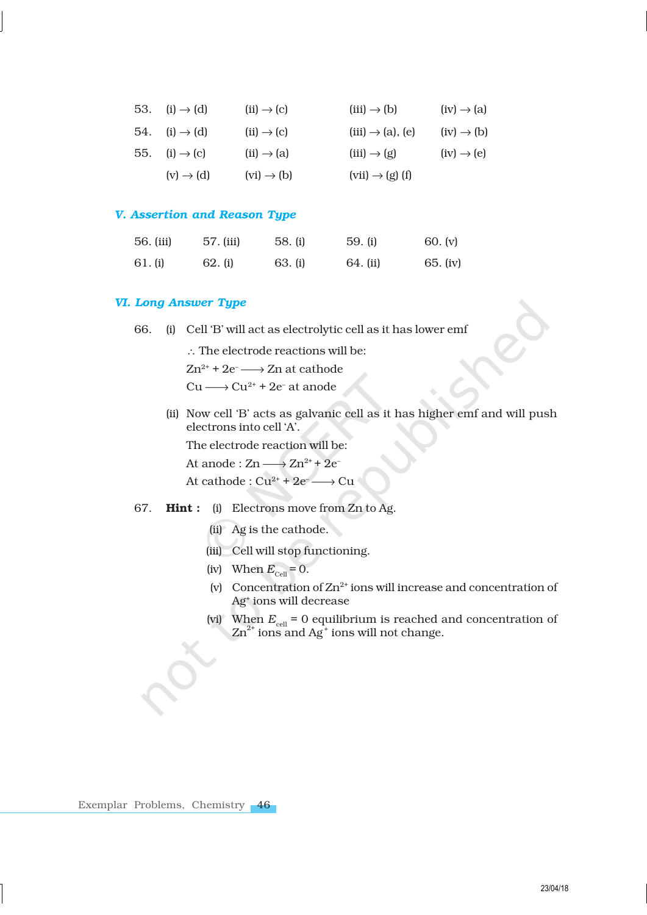| | | | | |
|---|---|---|---|---|
| 53. | (i) → (d) | (ii) → (c) | (iii) → (b) | (iv) → (a) |
| 54. | (i) → (d) | (ii) → (c) | (iii) → (a), (e) | (iv) → (b) |
| 55. | (i) → (c) | (ii) → (a) | (iii) → (g) | (iv) → (e) |
| | (v) → (d) | (vi) → (b) | (vii) → (g) (f) | |

### V. Assertion and Reason Type

| | | | | |
|---|---|---|---|---|
| 56. (iii) | 57. (iii) | 58. (i) | 59. (i) | 60. (v) |
| 61. (i) | 62. (i) | 63. (i) | 64. (ii) | 65. (iv) |

### VI. Long Answer Type

66. (i) Cell 'B' will act as electrolytic cell as it has lower emf

$\therefore$ The electrode reactions will be:

$Zn^{2+} + 2e^- \longrightarrow Zn$ at cathode

$Cu \longrightarrow Cu^{2+} + 2e^-$ at anode

(ii) Now cell 'B' acts as galvanic cell as it has higher emf and will push electrons into cell 'A'.

The electrode reaction will be:

At anode : $Zn \longrightarrow Zn^{2+} + 2e^-$

At cathode : $Cu^{2+} + 2e^- \longrightarrow Cu$

67. **Hint :** (i) Electrons move from Zn to Ag.

(ii) Ag is the cathode.

(iii) Cell will stop functioning.

(iv) When $E_{Cell} = 0$.

(v) Concentration of $Zn^{2+}$ ions will increase and concentration of $Ag^{+}$ ions will decrease

(vi) When $E_{cell} = 0$ equilibrium is reached and concentration of $Zn^{2+}$ ions and $Ag^{+}$ ions will not change.